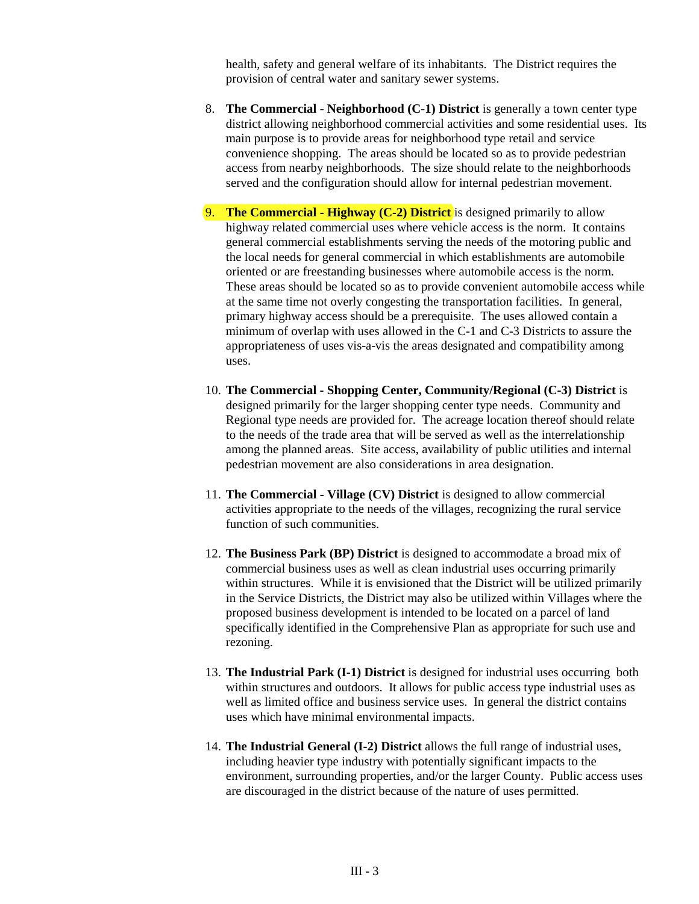health, safety and general welfare of its inhabitants. The District requires the provision of central water and sanitary sewer systems.

8. **The Commercial - Neighborhood (C-1) District** is generally a town center type district allowing neighborhood commercial activities and some residential uses. Its main purpose is to provide areas for neighborhood type retail and service convenience shopping. The areas should be located so as to provide pedestrian access from nearby neighborhoods. The size should relate to the neighborhoods served and the configuration should allow for internal pedestrian movement.

9. **The Commercial - Highway (C-2) District** is designed primarily to allow highway related commercial uses where vehicle access is the norm. It contains general commercial establishments serving the needs of the motoring public and the local needs for general commercial in which establishments are automobile oriented or are freestanding businesses where automobile access is the norm. These areas should be located so as to provide convenient automobile access while at the same time not overly congesting the transportation facilities. In general, primary highway access should be a prerequisite. The uses allowed contain a minimum of overlap with uses allowed in the C-1 and C-3 Districts to assure the appropriateness of uses vis-a-vis the areas designated and compatibility among uses.

10. **The Commercial - Shopping Center, Community/Regional (C-3) District** is designed primarily for the larger shopping center type needs. Community and Regional type needs are provided for. The acreage location thereof should relate to the needs of the trade area that will be served as well as the interrelationship among the planned areas. Site access, availability of public utilities and internal pedestrian movement are also considerations in area designation.

11. **The Commercial - Village (CV) District** is designed to allow commercial activities appropriate to the needs of the villages, recognizing the rural service function of such communities.

12. **The Business Park (BP) District** is designed to accommodate a broad mix of commercial business uses as well as clean industrial uses occurring primarily within structures. While it is envisioned that the District will be utilized primarily in the Service Districts, the District may also be utilized within Villages where the proposed business development is intended to be located on a parcel of land specifically identified in the Comprehensive Plan as appropriate for such use and rezoning.

13. **The Industrial Park (I-1) District** is designed for industrial uses occurring both within structures and outdoors. It allows for public access type industrial uses as well as limited office and business service uses. In general the district contains uses which have minimal environmental impacts.

14. **The Industrial General (I-2) District** allows the full range of industrial uses, including heavier type industry with potentially significant impacts to the environment, surrounding properties, and/or the larger County. Public access uses are discouraged in the district because of the nature of uses permitted.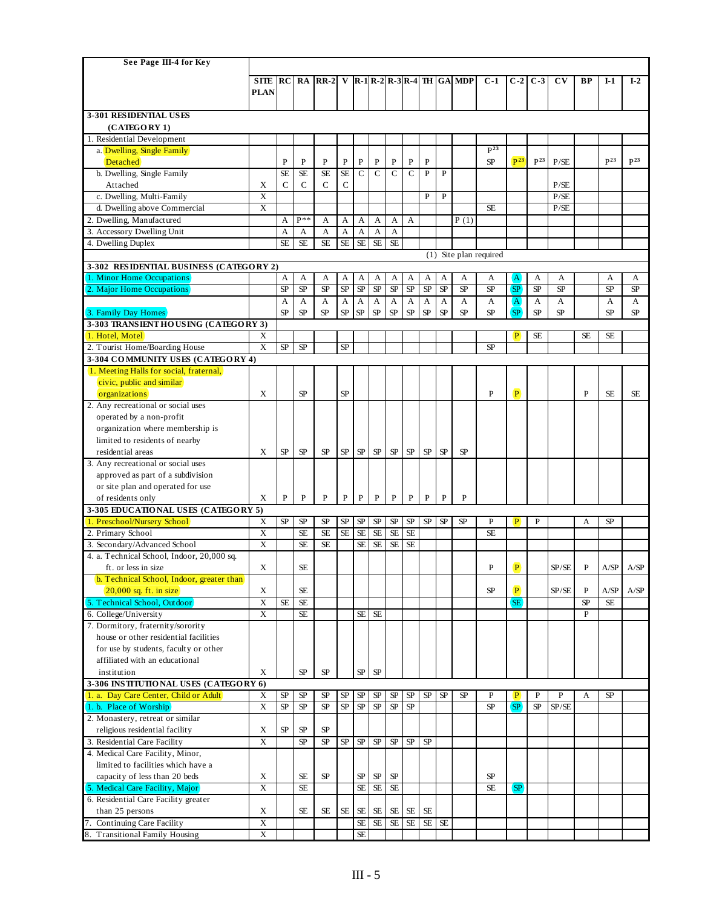| See Page III-4 for Key | SITE PLAN | RC | RA | RR-2 | V | R-1 | R-2 | R-3 | R-4 | TH | GA | MDP | C-1 | C-2 | C-3 | CV | BP | I-1 | I-2 |
|---|---|---|---|---|---|---|---|---|---|---|---|---|---|---|---|---|---|---|---|
| **3-301 RESIDENTIAL USES (CATEGORY 1)** | | | | | | | | | | | | | | | | | | | |
| 1. Residential Development | | | | | | | | | | | | | | | | | | | |
| a. Dwelling, Single Family Detached | | P | P | P | P | P | P | P | P | P | | | P[23] SP | P[23] | P[23] | P/SE | | P[23] | P[23] |
| b. Dwelling, Single Family Attached | X | SE C | SE C | SE C | SE C | C | C | C | C | P | P | | | | | P/SE | | | |
| c. Dwelling, Multi-Family | X | | | | | | | | | P | P | | | | | P/SE | | | |
| d. Dwelling above Commercial | X | | | | | | | | | | | | SE | | | P/SE | | | |
| 2. Dwelling, Manufactured | | A | P** | A | A | A | A | A | A | | | P (1) | | | | | | | |
| 3. Accessory Dwelling Unit | | A | A | A | A | A | A | A | | | | | | | | | | | |
| 4. Dwelling Duplex | | SE | SE | SE | SE | SE | SE | SE | | | | | | | | | | | |
| | | | | | | | | | | (1) Site plan required | | | | | | | | | |
| **3-302 RESIDENTIAL BUSINESS (CATEGORY 2)** | | | | | | | | | | | | | | | | | | | |
| 1. Minor Home Occupations | | A | A | A | A | A | A | A | A | A | A | A | A | A | A | A | | A | A |
| 2. Major Home Occupations | | SP | SP | SP | SP | SP | SP | SP | SP | SP | SP | SP | SP | SP | SP | SP | | SP | SP |
| 3. Family Day Homes | | A SP | A SP | A SP | A SP | A SP | A SP | A SP | A SP | A SP | A SP | A SP | A SP | A SP | A SP | A SP | | A SP | A SP |
| **3-303 TRANSIENT HOUSING (CATEGORY 3)** | | | | | | | | | | | | | | | | | | | |
| 1. Hotel, Motel | X | | | | | | | | | | | | | P | SE | | SE | SE | |
| 2. Tourist Home/Boarding House | X | SP | SP | | SP | | | | | | | | SP | | | | | | |
| **3-304 COMMUNITY USES (CATEGORY 4)** | | | | | | | | | | | | | | | | | | | |
| 1. Meeting Halls for social, fraternal, civic, public and similar organizations | X | | SP | | SP | | | | | | | | P | P | | | P | SE | SE |
| 2. Any recreational or social uses operated by a non-profit organization where membership is limited to residents of nearby residential areas | X | SP | SP | SP | SP | SP | SP | SP | SP | SP | SP | SP | | | | | | | |
| 3. Any recreational or social uses approved as part of a subdivision or site plan and operated for use of residents only | X | P | P | P | P | P | P | P | P | P | P | P | | | | | | | |
| **3-305 EDUCATIONAL USES (CATEGORY 5)** | | | | | | | | | | | | | | | | | | | |
| 1. Preschool/Nursery School | X | SP | SP | SP | SP | SP | SP | SP | SP | SP | SP | SP | P | P | P | | A | SP | |
| 2. Primary School | X | | SE | SE | SE | SE | SE | SE | SE | | | | SE | | | | | | |
| 3. Secondary/Advanced School | X | | SE | SE | | SE | SE | SE | SE | | | | | | | | | | |
| 4. a. Technical School, Indoor, 20,000 sq. ft. or less in size | X | | SE | | | | | | | | | | P | P | | SP/SE | P | A/SP | A/SP |
| b. Technical School, Indoor, greater than 20,000 sq. ft. in size | X | | SE | | | | | | | | | | SP | P | | SP/SE | P | A/SP | A/SP |
| 5. Technical School, Outdoor | X | SE | SE | | | | | | | | | | | SE | | | SP | SE | |
| 6. College/University | X | | SE | | | SE | SE | | | | | | | | | | P | | |
| 7. Dormitory, fraternity/sorority house or other residential facilities for use by students, faculty or other affiliated with an educational institution | X | | SP | SP | | SP | SP | | | | | | | | | | | | |
| **3-306 INSTITUTIONAL USES (CATEGORY 6)** | | | | | | | | | | | | | | | | | | | |
| 1. a. Day Care Center, Child or Adult | X | SP | SP | SP | SP | SP | SP | SP | SP | SP | SP | SP | P | P | P | P | A | SP | |
| 1. b. Place of Worship | X | SP | SP | SP | SP | SP | SP | SP | SP | | | | SP | SP | SP | SP/SE | | | |
| 2. Monastery, retreat or similar religious residential facility | X | SP | SP | SP | | | | | | | | | | | | | | | |
| 3. Residential Care Facility | X | | SP | SP | SP | SP | SP | SP | SP | SP | | | | | | | | | |
| 4. Medical Care Facility, Minor, limited to facilities which have a capacity of less than 20 beds | X | | SE | SP | | SP | SP | SP | | | | | SP | | | | | | |
| 5. Medical Care Facility, Major | X | | SE | | | SE | SE | SE | | | | | SE | SP | | | | | |
| 6. Residential Care Facility greater than 25 persons | X | | SE | SE | SE | SE | SE | SE | SE | SE | | | | | | | | | |
| 7. Continuing Care Facility | X | | | | | SE | SE | SE | SE | SE | SE | | | | | | | | |
| 8. Transitional Family Housing | X | | | | | SE | | | | | | | | | | | | | |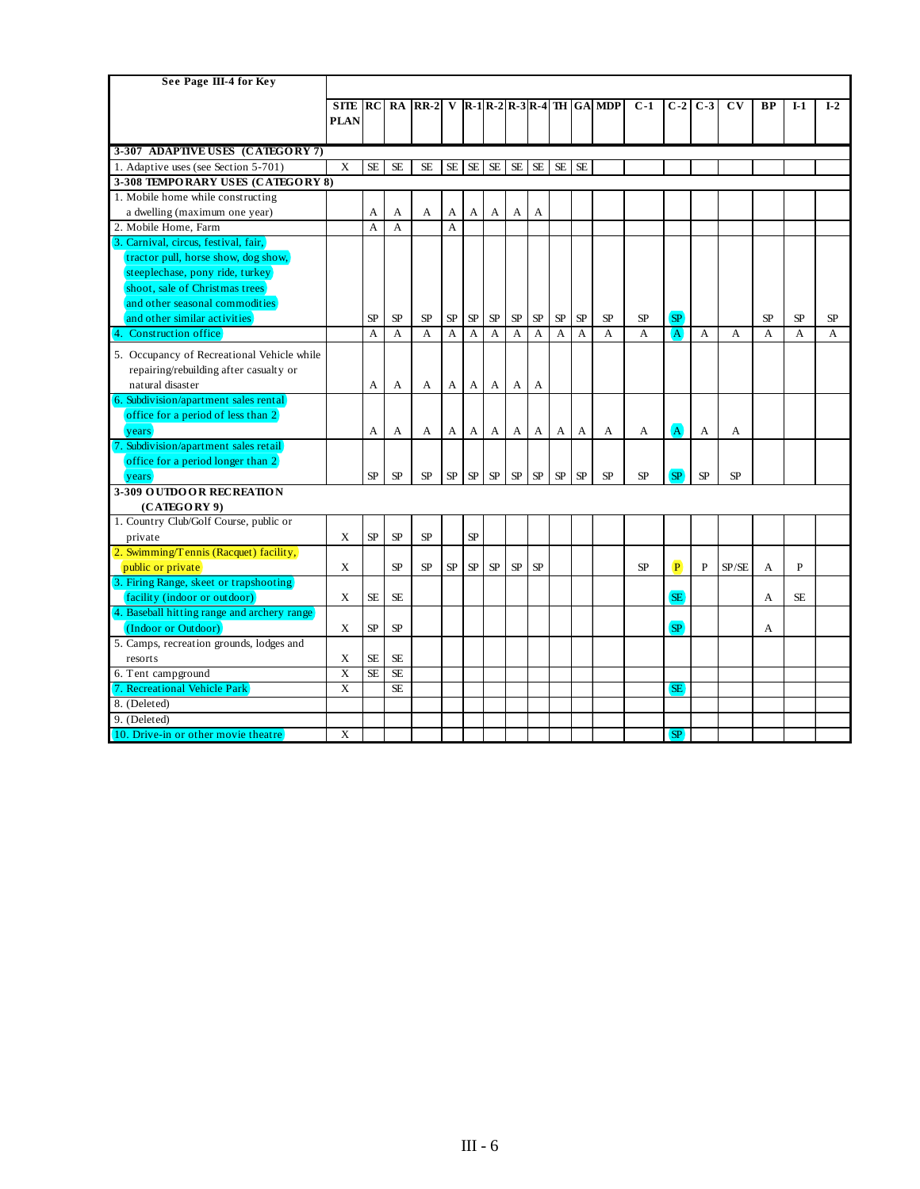| See Page III-4 for Key | SITE PLAN | RC | RA | RR-2 | V | R-1 | R-2 | R-3 | R-4 | TH | GA | MDP | C-1 | C-2 | C-3 | CV | BP | I-1 | I-2 |
|---|---|---|---|---|---|---|---|---|---|---|---|---|---|---|---|---|---|---|---|
| **3-307 ADAPTIVE USES (CATEGORY 7)** | | | | | | | | | | | | | | | | | | | |
| 1. Adaptive uses (see Section 5-701) | X | SE | SE | SE | SE | SE | SE | SE | SE | SE | SE | | | | | | | | |
| **3-308 TEMPORARY USES (CATEGORY 8)** | | | | | | | | | | | | | | | | | | | |
| 1. Mobile home while constructing a dwelling (maximum one year) | | A | A | A | A | A | A | A | A | | | | | | | | | | |
| 2. Mobile Home, Farm | | A | A | | A | | | | | | | | | | | | | | |
| 3. Carnival, circus, festival, fair, tractor pull, horse show, dog show, steeplechase, pony ride, turkey shoot, sale of Christmas trees and other seasonal commodities and other similar activities | | SP | SP | SP | SP | SP | SP | SP | SP | SP | SP | SP | SP | SP | | | SP | SP | SP |
| 4. Construction office | | A | A | A | A | A | A | A | A | A | A | A | A | A | A | A | A | A | A |
| 5. Occupancy of Recreational Vehicle while repairing/rebuilding after casualty or natural disaster | | A | A | A | A | A | A | A | A | | | | | | | | | | |
| 6. Subdivision/apartment sales rental office for a period of less than 2 years | | A | A | A | A | A | A | A | A | A | A | A | A | A | A | A | | | |
| 7. Subdivision/apartment sales retail office for a period longer than 2 years | | SP | SP | SP | SP | SP | SP | SP | SP | SP | SP | SP | SP | SP | SP | SP | | | |
| **3-309 OUTDOOR RECREATION (CATEGORY 9)** | | | | | | | | | | | | | | | | | | | |
| 1. Country Club/Golf Course, public or private | X | SP | SP | SP | | SP | | | | | | | | | | | | | |
| 2. Swimming/Tennis (Racquet) facility, public or private | X | | SP | SP | SP | SP | SP | SP | SP | | | | SP | P | P | SP/SE | A | P | |
| 3. Firing Range, skeet or trapshooting facility (indoor or outdoor) | X | SE | SE | | | | | | | | | | | SE | | | A | SE | |
| 4. Baseball hitting range and archery range (Indoor or Outdoor) | X | SP | SP | | | | | | | | | | | SP | | | A | | |
| 5. Camps, recreation grounds, lodges and resorts | X | SE | SE | | | | | | | | | | | | | | | | |
| 6. Tent campground | X | SE | SE | | | | | | | | | | | | | | | | |
| 7. Recreational Vehicle Park | X | | SE | | | | | | | | | | | SE | | | | | |
| 8. (Deleted) | | | | | | | | | | | | | | | | | | | |
| 9. (Deleted) | | | | | | | | | | | | | | | | | | | |
| 10. Drive-in or other movie theatre | X | | | | | | | | | | | | | SP | | | | | |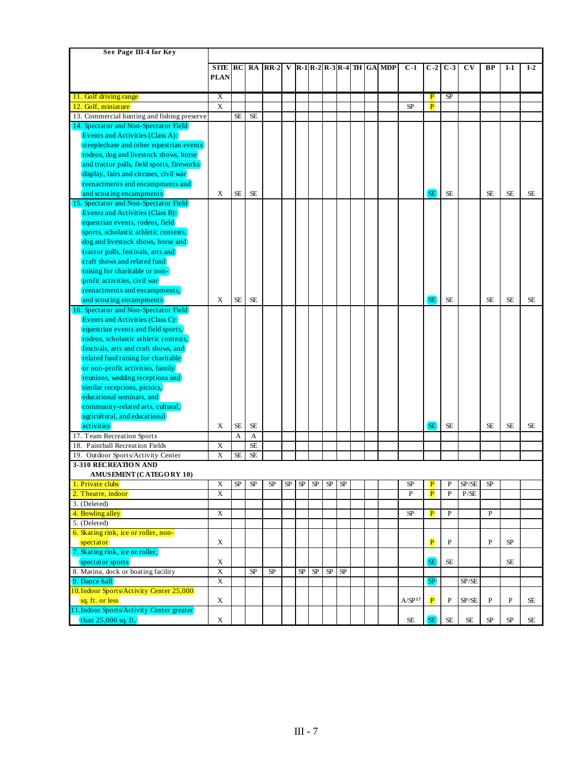| See Page III-4 for Key | SITE PLAN | RC | RA | RR-2 | V | R-1 | R-2 | R-3 | R-4 | TH | GA | MDP | C-1 | C-2 | C-3 | CV | BP | I-1 | I-2 |
|---|---|---|---|---|---|---|---|---|---|---|---|---|---|---|---|---|---|---|---|
| 11. Golf driving range | X | | | | | | | | | | | | | P | SP | | | | |
| 12. Golf, miniature | X | | | | | | | | | | | | SP | P | | | | | |
| 13. Commercial hunting and fishing preserve | | SE | SE | | | | | | | | | | | | | | | | |
| 14. Spectator and Non-Spectator Field Events and Activities (Class A): steeplechase and other equestrian events rodeos, dog and livestock shows, horse and tractor pulls, field sports, fireworks display, fairs and circuses, civil war reenactments and encampments and and scouting encampments | X | SE | SE | | | | | | | | | | | SE | SE | | SE | SE | SE |
| 15. Spectator and Non-Spectator Field Events and Activities (Class B): equestrian events, rodeos, field sports, scholastic athletic contests, dog and livestock shows, horse and tractor pulls, festivals, arts and craft shows and related fund raising for charitable or non-profit activities, civil war reenactments and encampments, and scouting encampments | X | SE | SE | | | | | | | | | | | SE | SE | | SE | SE | SE |
| 16. Spectator and Non-Spectator Field Events and Activities (Class C): equestrian events and field sports, rodeos, scholastic athletic contests, festivals, arts and craft shows, and related fund raising for charitable or non-profit activities, family reunions, wedding receptions and similar receptions, picnics, educational seminars, and community-related arts, cultural, agricultural, and educational activities | X | SE | SE | | | | | | | | | | | SE | SE | | SE | SE | SE |
| 17. Team Recreation Sports | | A | A | | | | | | | | | | | | | | | | |
| 18. Paintball Recreation Fields | X | | SE | | | | | | | | | | | | | | | | |
| 19. Outdoor Sports/Activity Center | X | SE | SE | | | | | | | | | | | | | | | | |
| **3-310 RECREATION AND AMUSEMENT (CATEGORY 10)** | | | | | | | | | | | | | | | | | | | |
| 1. Private clubs | X | SP | SP | SP | SP | SP | SP | SP | SP | | | | SP | P | P | SP/SE | SP | | |
| 2. Theatre, indoor | X | | | | | | | | | | | | P | P | P | P/SE | | | |
| 3. (Deleted) | | | | | | | | | | | | | | | | | | | |
| 4. Bowling alley | X | | | | | | | | | | | | SP | P | P | | P | | |
| 5. (Deleted) | | | | | | | | | | | | | | | | | | | |
| 6. Skating rink, ice or roller, non-spectator | X | | | | | | | | | | | | | P | P | | P | SP | |
| 7. Skating rink, ice or roller, spectator sports | X | | | | | | | | | | | | | SE | SE | | | SE | |
| 8. Marina, dock or boating facility | X | | SP | SP | | SP | SP | SP | SP | | | | | | | | | | |
| 9. Dance hall | X | | | | | | | | | | | | | SP | | SP/SE | | | |
| 10. Indoor Sports/Activity Center 25,000 sq. ft. or less | X | | | | | | | | | | | | A/SP[17] | P | P | SP/SE | P | P | SE |
| 11. Indoor Sports/Activity Center greater than 25,000 sq. ft. | X | | | | | | | | | | | | SE | SE | SE | SE | SP | SP | SE |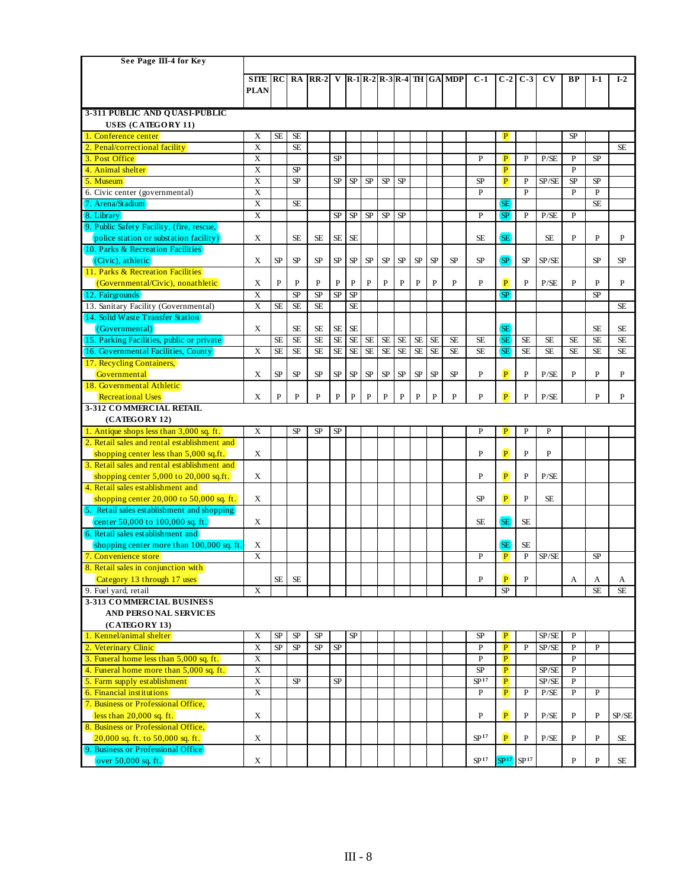| See Page III-4 for Key | SITE PLAN | RC | RA | RR-2 | V | R-1 | R-2 | R-3 | R-4 | TH | GA | MDP | C-1 | C-2 | C-3 | CV | BP | I-1 | I-2 |
|---|---|---|---|---|---|---|---|---|---|---|---|---|---|---|---|---|---|---|---|
| **3-311 PUBLIC AND QUASI-PUBLIC USES (CATEGORY 11)** | | | | | | | | | | | | | | | | | | | |
| 1. Conference center | X | SE | SE | | | | | | | | | | | P | | | SP | | |
| 2. Penal/correctional facility | X | | SE | | | | | | | | | | | | | | | | SE |
| 3. Post Office | X | | | | SP | | | | | | | | P | P | P | P/SE | P | SP | |
| 4. Animal shelter | X | | SP | | | | | | | | | | | P | | | P | | |
| 5. Museum | X | | SP | | SP | SP | SP | SP | SP | | | | SP | P | P | SP/SE | SP | SP | |
| 6. Civic center (governmental) | X | | | | | | | | | | | | P | | P | | P | P | |
| 7. Arena/Stadium | X | | SE | | | | | | | | | | | SE | | | | SE | |
| 8. Library | X | | | | SP | SP | SP | SP | SP | | | | P | SP | P | P/SE | P | | |
| 9. Public Safety Facility, (fire, rescue, police station or substation facility) | X | | SE | SE | SE | SE | | | | | | | SE | SE | | SE | P | P | P |
| 10. Parks & Recreation Facilities (Civic), athletic | X | SP | SP | SP | SP | SP | SP | SP | SP | SP | SP | SP | SP | SP | SP | SP/SE | | SP | SP |
| 11. Parks & Recreation Facilities (Governmental/Civic), nonathletic | X | P | P | P | P | P | P | P | P | P | P | P | P | P | P | P/SE | P | P | P |
| 12. Fairgrounds | X | | SP | SP | SP | SP | | | | | | | | SP | | | | SP | |
| 13. Sanitary Facility (Governmental) | X | SE | SE | SE | | SE | | | | | | | | | | | | | SE |
| 14. Solid Waste Transfer Station (Governmental) | X | | SE | SE | SE | SE | | | | | | | | SE | | | | SE | SE |
| 15. Parking Facilities, public or private | | SE | SE | SE | SE | SE | SE | SE | SE | SE | SE | SE | SE | SE | SE | SE | SE | SE | SE |
| 16. Governmental Facilities, County | X | SE | SE | SE | SE | SE | SE | SE | SE | SE | SE | SE | SE | SE | SE | SE | SE | SE | SE |
| 17. Recycling Containers, Governmental | X | SP | SP | SP | SP | SP | SP | SP | SP | SP | SP | SP | P | P | P | P/SE | P | P | P |
| 18. Governmental Athletic Recreational Uses | X | P | P | P | P | P | P | P | P | P | P | P | P | P | P | P/SE | | P | P |
| **3-312 COMMERCIAL RETAIL (CATEGORY 12)** | | | | | | | | | | | | | | | | | | | |
| 1. Antique shops less than 3,000 sq. ft. | X | | SP | SP | SP | | | | | | | | P | P | P | P | | | |
| 2. Retail sales and rental establishment and shopping center less than 5,000 sq.ft. | X | | | | | | | | | | | | P | P | P | P | | | |
| 3. Retail sales and rental establishment and shopping center 5,000 to 20,000 sq.ft. | X | | | | | | | | | | | | P | P | P | P/SE | | | |
| 4. Retail sales establishment and shopping center 20,000 to 50,000 sq. ft. | X | | | | | | | | | | | | SP | P | P | SE | | | |
| 5. Retail sales establishment and shopping center 50,000 to 100,000 sq. ft. | X | | | | | | | | | | | | SE | SE | SE | | | | |
| 6. Retail sales establishment and shopping center more than 100,000 sq. ft. | X | | | | | | | | | | | | | SE | SE | | | | |
| 7. Convenience store | X | | | | | | | | | | | | P | P | P | SP/SE | | SP | |
| 8. Retail sales in conjunction with Category 13 through 17 uses | | SE | SE | | | | | | | | | | P | P | P | | A | A | A |
| 9. Fuel yard, retail | X | | | | | | | | | | | | | SP | | | | SE | SE |
| **3-313 COMMERCIAL BUSINESS AND PERSONAL SERVICES (CATEGORY 13)** | | | | | | | | | | | | | | | | | | | |
| 1. Kennel/animal shelter | X | SP | SP | SP | | SP | | | | | | | SP | P | | SP/SE | P | | |
| 2. Veterinary Clinic | X | SP | SP | SP | SP | | | | | | | | P | P | P | SP/SE | P | P | |
| 3. Funeral home less than 5,000 sq. ft. | X | | | | | | | | | | | | P | P | | | P | | |
| 4. Funeral home more than 5,000 sq. ft. | X | | | | | | | | | | | | SP | P | | SP/SE | P | | |
| 5. Farm supply establishment | X | | SP | | SP | | | | | | | | SP[17] | P | | SP/SE | P | | |
| 6. Financial institutions | X | | | | | | | | | | | | P | P | P | P/SE | P | P | |
| 7. Business or Professional Office, less than 20,000 sq. ft. | X | | | | | | | | | | | | P | P | P | P/SE | P | P | SP/SE |
| 8. Business or Professional Office, 20,000 sq. ft. to 50,000 sq. ft. | X | | | | | | | | | | | | SP[17] | P | P | P/SE | P | P | SE |
| 9. Business or Professional Office over 50,000 sq. ft. | X | | | | | | | | | | | | SP[17] | SP[17] | SP[17] | | P | P | SE |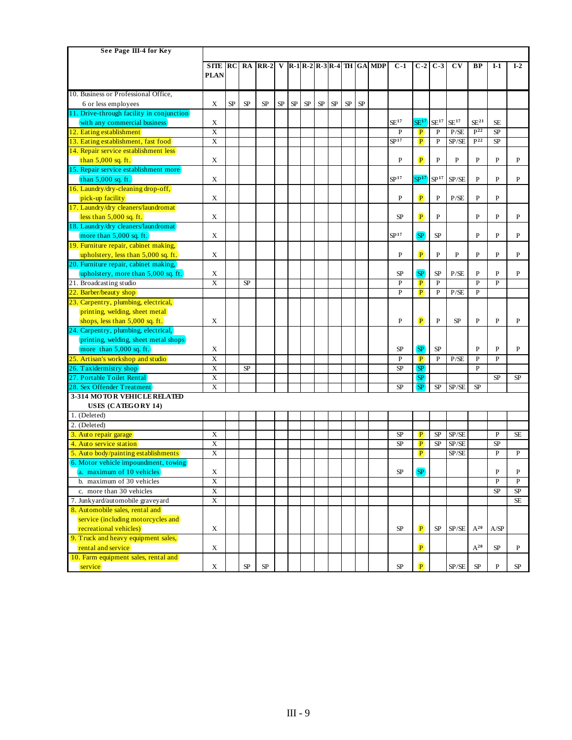| See Page III-4 for Key | SITE PLAN | RC | RA | RR-2 | V | R-1 | R-2 | R-3 | R-4 | TH | GA | MDP | C-1 | C-2 | C-3 | CV | BP | I-1 | I-2 |
|---|---|---|---|---|---|---|---|---|---|---|---|---|---|---|---|---|---|---|---|
| 10. Business or Professional Office, 6 or less employees | X | SP | SP | SP | SP | SP | SP | SP | SP | SP | SP | | | | | | | | |
| 11. Drive-through facility in conjunction with any commercial business | X | | | | | | | | | | | | SE[17] | SE[17] | SE[17] | SE[17] | SE[21] | SE | |
| 12. Eating establishment | X | | | | | | | | | | | | P | P | P | P/SE | P[22] | SP | |
| 13. Eating establishment, fast food | X | | | | | | | | | | | | SP[17] | P | P | SP/SE | P[22] | SP | |
| 14. Repair service establishment less than 5,000 sq. ft. | X | | | | | | | | | | | | P | P | P | P | P | P | P |
| 15. Repair service establishment more than 5,000 sq. ft. | X | | | | | | | | | | | | SP[17] | SP[17] | SP[17] | SP/SE | P | P | P |
| 16. Laundry/dry-cleaning drop-off, pick-up facility | X | | | | | | | | | | | | P | P | P | P/SE | P | P | |
| 17. Laundry/dry cleaners/laundromat less than 5,000 sq. ft. | X | | | | | | | | | | | | SP | P | P | | P | P | P |
| 18. Laundry/dry cleaners/laundromat more than 5,000 sq. ft. | X | | | | | | | | | | | | SP[17] | SP | SP | | P | P | P |
| 19. Furniture repair, cabinet making, upholstery, less than 5,000 sq. ft. | X | | | | | | | | | | | | P | P | P | P | P | P | P |
| 20. Furniture repair, cabinet making, upholstery, more than 5,000 sq. ft. | X | | | | | | | | | | | | SP | SP | SP | P/SE | P | P | P |
| 21. Broadcasting studio | X | | SP | | | | | | | | | | P | P | P | | P | P | |
| 22. Barber/beauty shop | | | | | | | | | | | | | P | P | P | P/SE | P | | |
| 23. Carpentry, plumbing, electrical, printing, welding, sheet metal shops, less than 5,000 sq. ft. | X | | | | | | | | | | | | P | P | P | SP | P | P | P |
| 24. Carpentry, plumbing, electrical, printing, welding, sheet metal shops more than 5,000 sq. ft. | X | | | | | | | | | | | | SP | SP | SP | | P | P | P |
| 25. Artisan's workshop and studio | X | | | | | | | | | | | | P | P | P | P/SE | P | P | |
| 26. Taxidermistry shop | X | | SP | | | | | | | | | | SP | SP | | | P | | |
| 27. Portable Toilet Rental | X | | | | | | | | | | | | | SP | | | | SP | SP |
| 28. Sex Offender Treatment | X | | | | | | | | | | | | SP | SP | SP | SP/SE | SP | | |
| **3-314 MOTOR VEHICLE RELATED USES (CATEGORY 14)** | | | | | | | | | | | | | | | | | | | |
| 1. (Deleted) | | | | | | | | | | | | | | | | | | | |
| 2. (Deleted) | | | | | | | | | | | | | | | | | | | |
| 3. Auto repair garage | X | | | | | | | | | | | | SP | P | SP | SP/SE | | P | SE |
| 4. Auto service station | X | | | | | | | | | | | | SP | P | SP | SP/SE | | SP | |
| 5. Auto body/painting establishments | X | | | | | | | | | | | | | P | | SP/SE | | P | P |
| 6. Motor vehicle impoundment, towing a. maximum of 10 vehicles | X | | | | | | | | | | | | SP | SP | | | | P | P |
| b. maximum of 30 vehicles | X | | | | | | | | | | | | | | | | | P | P |
| c. more than 30 vehicles | X | | | | | | | | | | | | | | | | | SP | SP |
| 7. Junkyard/automobile graveyard | X | | | | | | | | | | | | | | | | | | SE |
| 8. Automobile sales, rental and service (including motorcycles and recreational vehicles) | X | | | | | | | | | | | | SP | P | SP | SP/SE | A[20] | A/SP | |
| 9. Truck and heavy equipment sales, rental and service | X | | | | | | | | | | | | | P | | | A[20] | SP | P |
| 10. Farm equipment sales, rental and service | X | | SP | SP | | | | | | | | | SP | P | | SP/SE | SP | P | SP |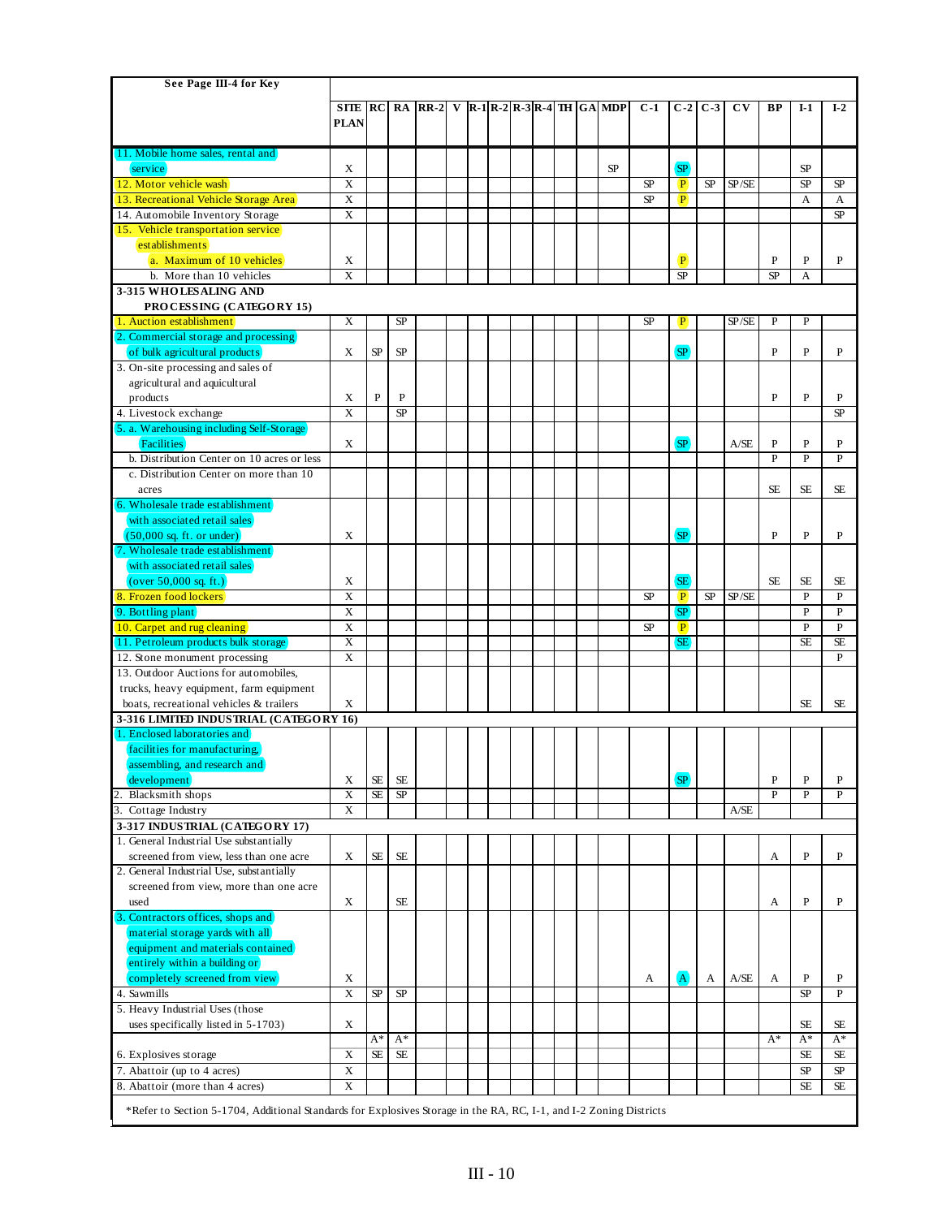| See Page III-4 for Key | SITE PLAN | RC | RA | RR-2 | V | R-1 | R-2 | R-3 | R-4 | TH | GA | MDP | C-1 | C-2 | C-3 | CV | BP | I-1 | I-2 |
|---|---|---|---|---|---|---|---|---|---|---|---|---|---|---|---|---|---|---|---|
| 11. Mobile home sales, rental and service | X | | | | | | | | | | | SP | | SP | | | | SP | |
| 12. Motor vehicle wash | X | | | | | | | | | | | | SP | P | SP | SP/SE | | SP | SP |
| 13. Recreational Vehicle Storage Area | X | | | | | | | | | | | | SP | P | | | | A | A |
| 14. Automobile Inventory Storage | X | | | | | | | | | | | | | | | | | | SP |
| 15. Vehicle transportation service establishments | | | | | | | | | | | | | | | | | | | |
| a. Maximum of 10 vehicles | X | | | | | | | | | | | | | P | | | P | P | P |
| b. More than 10 vehicles | X | | | | | | | | | | | | | SP | | | SP | A | |
| **3-315 WHOLESALING AND PROCESSING (CATEGORY 15)** | | | | | | | | | | | | | | | | | | | |
| 1. Auction establishment | X | | SP | | | | | | | | | | SP | P | | SP/SE | P | P | |
| 2. Commercial storage and processing of bulk agricultural products | X | SP | SP | | | | | | | | | | | SP | | | P | P | P |
| 3. On-site processing and sales of agricultural and aquicultural products | X | P | P | | | | | | | | | | | | | | P | P | P |
| 4. Livestock exchange | X | | SP | | | | | | | | | | | | | | | | SP |
| 5. a. Warehousing including Self-Storage Facilities | X | | | | | | | | | | | | | SP | | A/SE | P | P | P |
| b. Distribution Center on 10 acres or less | | | | | | | | | | | | | | | | | P | P | P |
| c. Distribution Center on more than 10 acres | | | | | | | | | | | | | | | | | SE | SE | SE |
| 6. Wholesale trade establishment with associated retail sales (50,000 sq. ft. or under) | X | | | | | | | | | | | | | SP | | | P | P | P |
| 7. Wholesale trade establishment with associated retail sales (over 50,000 sq. ft.) | X | | | | | | | | | | | | | SE | | | SE | SE | SE |
| 8. Frozen food lockers | X | | | | | | | | | | | | SP | P | SP | SP/SE | | P | P |
| 9. Bottling plant | X | | | | | | | | | | | | | SP | | | | P | P |
| 10. Carpet and rug cleaning | X | | | | | | | | | | | | SP | P | | | | P | P |
| 11. Petroleum products bulk storage | X | | | | | | | | | | | | | SE | | | | SE | SE |
| 12. Stone monument processing | X | | | | | | | | | | | | | | | | | | P |
| 13. Outdoor Auctions for automobiles, trucks, heavy equipment, farm equipment boats, recreational vehicles & trailers | X | | | | | | | | | | | | | | | | | SE | SE |
| **3-316 LIMITED INDUSTRIAL (CATEGORY 16)** | | | | | | | | | | | | | | | | | | | |
| 1. Enclosed laboratories and facilities for manufacturing, assembling, and research and development | X | SE | SE | | | | | | | | | | | SP | | | P | P | P |
| 2. Blacksmith shops | X | SE | SP | | | | | | | | | | | | | | P | P | P |
| 3. Cottage Industry | X | | | | | | | | | | | | | | | A/SE | | | |
| **3-317 INDUSTRIAL (CATEGORY 17)** | | | | | | | | | | | | | | | | | | | |
| 1. General Industrial Use substantially screened from view, less than one acre | X | SE | SE | | | | | | | | | | | | | | A | P | P |
| 2. General Industrial Use, substantially screened from view, more than one acre used | X | | SE | | | | | | | | | | | | | | A | P | P |
| 3. Contractors offices, shops and material storage yards with all equipment and materials contained entirely within a building or completely screened from view | X | | | | | | | | | | | | A | A | A | A/SE | A | P | P |
| 4. Sawmills | X | SP | SP | | | | | | | | | | | | | | | SP | P |
| 5. Heavy Industrial Uses (those uses specifically listed in 5-1703) | X | | | | | | | | | | | | | | | | | SE | SE |
| | | A* | A* | | | | | | | | | | | | | | A* | A* | A* |
| 6. Explosives storage | X | SE | SE | | | | | | | | | | | | | | | SE | SE |
| 7. Abattoir (up to 4 acres) | X | | | | | | | | | | | | | | | | | SP | SP |
| 8. Abattoir (more than 4 acres) | X | | | | | | | | | | | | | | | | | SE | SE |

*Refer to Section 5-1704, Additional Standards for Explosives Storage in the RA, RC, I-1, and I-2 Zoning Districts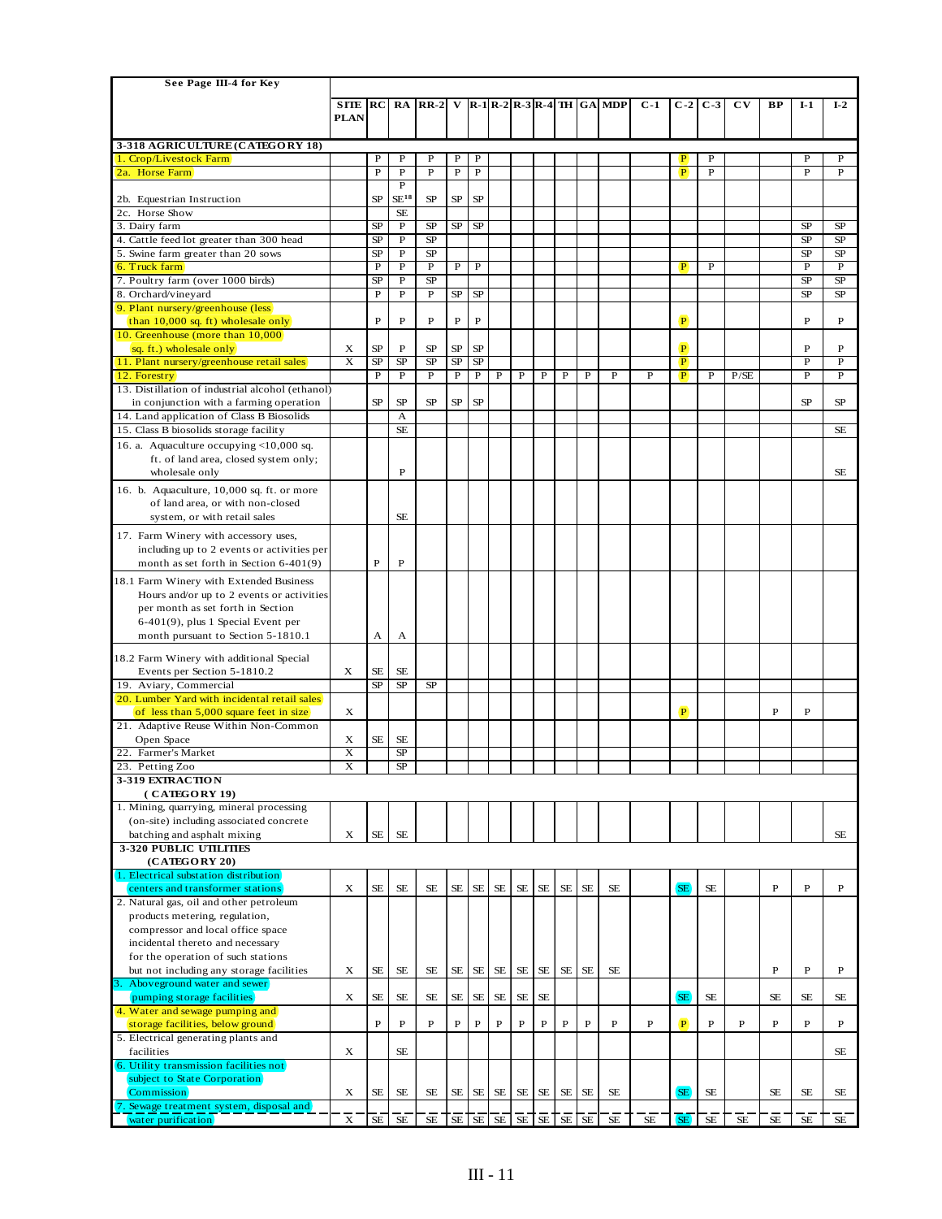See Page III-4 for Key

| | SITE PLAN | RC | RA | RR-2 | V | R-1 | R-2 | R-3 | R-4 | TH | GA | MDP | C-1 | C-2 | C-3 | CV | BP | I-1 | I-2 |
|---|---|---|---|---|---|---|---|---|---|---|---|---|---|---|---|---|---|---|---|
| **3-318 AGRICULTURE (CATEGORY 18)** | | | | | | | | | | | | | | | | | | | |
| 1. Crop/Livestock Farm | | P | P | P | P | P | | | | | | | | P | P | | | P | P |
| 2a. Horse Farm | | P | P | P | P | P | | | | | | | | P | P | | | P | P |
| 2b. Equestrian Instruction | | SP | P SE[18] | SP | SP | SP | | | | | | | | | | | | | |
| 2c. Horse Show | | | SE | | | | | | | | | | | | | | | | |
| 3. Dairy farm | | SP | P | SP | SP | SP | | | | | | | | | | | | SP | SP |
| 4. Cattle feed lot greater than 300 head | | SP | P | SP | | | | | | | | | | | | | | SP | SP |
| 5. Swine farm greater than 20 sows | | SP | P | SP | | | | | | | | | | | | | | SP | SP |
| 6. Truck farm | | P | P | P | P | P | | | | | | | | P | P | | | P | P |
| 7. Poultry farm (over 1000 birds) | | SP | P | SP | | | | | | | | | | | | | | SP | SP |
| 8. Orchard/vineyard | | P | P | P | SP | SP | | | | | | | | | | | | SP | SP |
| 9. Plant nursery/greenhouse (less than 10,000 sq. ft) wholesale only | | P | P | P | P | P | | | | | | | | P | | | | P | P |
| 10. Greenhouse (more than 10,000 sq. ft.) wholesale only | X | SP | P | SP | SP | SP | | | | | | | | P | | | | P | P |
| 11. Plant nursery/greenhouse retail sales | X | SP | SP | SP | SP | SP | | | | | | | | P | | | | P | P |
| 12. Forestry | | P | P | P | P | P | P | P | P | P | P | P | P | P | P | P/SE | | P | P |
| 13. Distillation of industrial alcohol (ethanol) in conjunction with a farming operation | | SP | SP | SP | SP | SP | | | | | | | | | | | | SP | SP |
| 14. Land application of Class B Biosolids | | | A | | | | | | | | | | | | | | | | |
| 15. Class B biosolids storage facility | | | SE | | | | | | | | | | | | | | | | SE |
| 16. a. Aquaculture occupying <10,000 sq. ft. of land area, closed system only; wholesale only | | | P | | | | | | | | | | | | | | | | SE |
| 16. b. Aquaculture, 10,000 sq. ft. or more of land area, or with non-closed system, or with retail sales | | | SE | | | | | | | | | | | | | | | | |
| 17. Farm Winery with accessory uses, including up to 2 events or activities per month as set forth in Section 6-401(9) | | P | P | | | | | | | | | | | | | | | | |
| 18.1 Farm Winery with Extended Business Hours and/or up to 2 events or activities per month as set forth in Section 6-401(9), plus 1 Special Event per month pursuant to Section 5-1810.1 | | A | A | | | | | | | | | | | | | | | | |
| 18.2 Farm Winery with additional Special Events per Section 5-1810.2 | X | SE | SE | | | | | | | | | | | | | | | | |
| 19. Aviary, Commercial | | SP | SP | SP | | | | | | | | | | | | | | | |
| 20. Lumber Yard with incidental retail sales of less than 5,000 square feet in size | X | | | | | | | | | | | | | P | | | P | P | |
| 21. Adaptive Reuse Within Non-Common Open Space | X | SE | SE | | | | | | | | | | | | | | | | |
| 22. Farmer's Market | X | | SP | | | | | | | | | | | | | | | | |
| 23. Petting Zoo | X | | SP | | | | | | | | | | | | | | | | |
| **3-319 EXTRACTION (CATEGORY 19)** | | | | | | | | | | | | | | | | | | | |
| 1. Mining, quarrying, mineral processing (on-site) including associated concrete batching and asphalt mixing | X | SE | SE | | | | | | | | | | | | | | | | SE |
| **3-320 PUBLIC UTILITIES (CATEGORY 20)** | | | | | | | | | | | | | | | | | | | |
| 1. Electrical substation distribution centers and transformer stations | X | SE | SE | SE | SE | SE | SE | SE | SE | SE | SE | SE | | SE | SE | | P | P | P |
| 2. Natural gas, oil and other petroleum products metering, regulation, compressor and local office space incidental thereto and necessary for the operation of such stations but not including any storage facilities | X | SE | SE | SE | SE | SE | SE | SE | SE | SE | SE | SE | | | | | P | P | P |
| 3. Aboveground water and sewer pumping storage facilities | X | SE | SE | SE | SE | SE | SE | SE | SE | | | | | SE | SE | | SE | SE | SE |
| 4. Water and sewage pumping and storage facilities, below ground | | P | P | P | P | P | P | P | P | P | P | P | P | P | P | P | P | P | P |
| 5. Electrical generating plants and facilities | X | | SE | | | | | | | | | | | | | | | | SE |
| 6. Utility transmission facilities not subject to State Corporation Commission | X | SE | SE | SE | SE | SE | SE | SE | SE | SE | SE | SE | | SE | SE | | SE | SE | SE |
| 7. Sewage treatment system, disposal and water purification | X | SE | SE | SE | SE | SE | SE | SE | SE | SE | SE | SE | SE | SE | SE | SE | SE | SE | SE |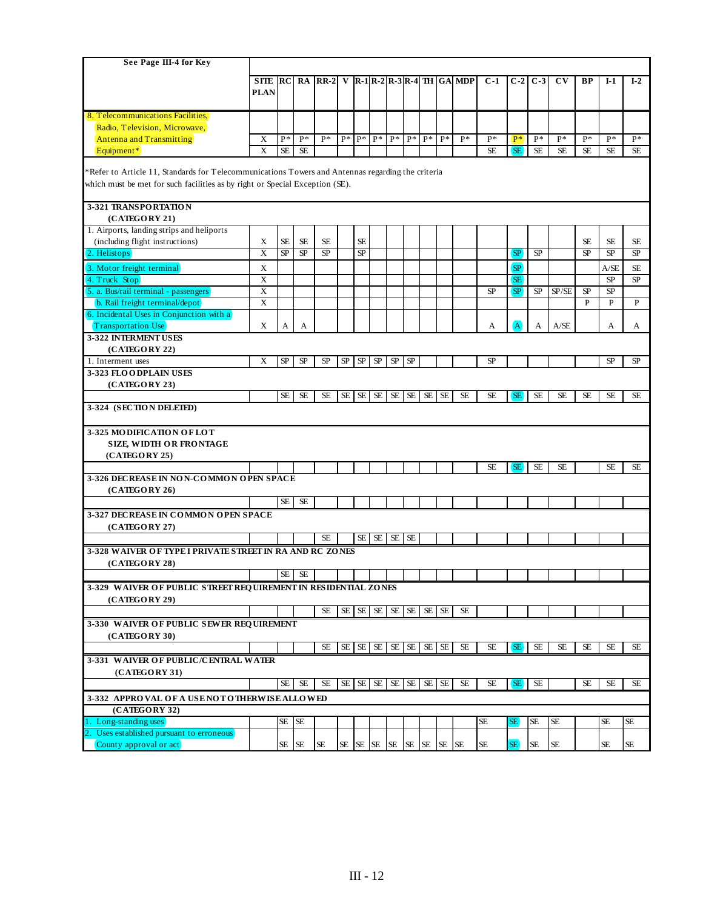| See Page III-4 for Key | SITE PLAN | RC | RA | RR-2 | V | R-1 | R-2 | R-3 | R-4 | TH | GA | MDP | C-1 | C-2 | C-3 | CV | BP | I-1 | I-2 |
|---|---|---|---|---|---|---|---|---|---|---|---|---|---|---|---|---|---|---|---|
| 8. Telecommunications Facilities, Radio, Television, Microwave, Antenna and Transmitting | X | P* | P* | P* | P* | P* | P* | P* | P* | P* | P* | P* | P* | P* | P* | P* | P* | P* | P* |
| Equipment* | X | SE | SE | | | | | | | | | | SE | SE | SE | SE | SE | SE | SE |
| *Refer to Article 11, Standards for Telecommunications Towers and Antennas regarding the criteria which must be met for such facilities as by right or Special Exception (SE). | | | | | | | | | | | | | | | | | | | |
| **3-321 TRANSPORTATION (CATEGORY 21)** | | | | | | | | | | | | | | | | | | | |
| 1. Airports, landing strips and heliports (including flight instructions) | X | SE | SE | SE | | SE | | | | | | | | | | | SE | SE | SE |
| 2. Helistops | X | SP | SP | SP | | SP | | | | | | | | SP | SP | | SP | SP | SP |
| 3. Motor freight terminal | X | | | | | | | | | | | | | SP | | | | A/SE | SE |
| 4. Truck Stop | X | | | | | | | | | | | | | SE | | | | SP | SP |
| 5. a. Bus/rail terminal - passengers | X | | | | | | | | | | | | SP | SP | SP | SP/SE | SP | SP | |
| b. Rail freight terminal/depot | X | | | | | | | | | | | | | | | | P | P | P |
| 6. Incidental Uses in Conjunction with a Transportation Use | X | A | A | | | | | | | | | | A | A | A | A/SE | | A | A |
| **3-322 INTERMENT USES (CATEGORY 22)** | | | | | | | | | | | | | | | | | | | |
| 1. Interment uses | X | SP | SP | SP | SP | SP | SP | SP | SP | | | | SP | | | | | SP | SP |
| **3-323 FLOODPLAIN USES (CATEGORY 23)** | | | | | | | | | | | | | | | | | | | |
| | | SE | SE | SE | SE | SE | SE | SE | SE | SE | SE | SE | SE | SE | SE | SE | SE | SE | SE |
| **3-324 (SECTION DELETED)** | | | | | | | | | | | | | | | | | | | |
| **3-325 MODIFICATION OF LOT SIZE, WIDTH OR FRONTAGE (CATEGORY 25)** | | | | | | | | | | | | | | | | | | | |
| | | | | | | | | | | | | | SE | SE | SE | SE | | SE | SE |
| **3-326 DECREASE IN NON-COMMON OPEN SPACE (CATEGORY 26)** | | | | | | | | | | | | | | | | | | | |
| | | SE | SE | | | | | | | | | | | | | | | | |
| **3-327 DECREASE IN COMMON OPEN SPACE (CATEGORY 27)** | | | | | | | | | | | | | | | | | | | |
| | | | | SE | | SE | SE | SE | SE | | | | | | | | | | |
| **3-328 WAIVER OF TYPE I PRIVATE STREET IN RA AND RC ZONES (CATEGORY 28)** | | | | | | | | | | | | | | | | | | | |
| | | SE | SE | | | | | | | | | | | | | | | | |
| **3-329 WAIVER OF PUBLIC STREET REQUIREMENT IN RESIDENTIAL ZONES (CATEGORY 29)** | | | | | | | | | | | | | | | | | | | |
| | | | | SE | SE | SE | SE | SE | SE | SE | SE | SE | | | | | | | |
| **3-330 WAIVER OF PUBLIC SEWER REQUIREMENT (CATEGORY 30)** | | | | | | | | | | | | | | | | | | | |
| | | | | SE | SE | SE | SE | SE | SE | SE | SE | SE | SE | SE | SE | SE | SE | SE | SE |
| **3-331 WAIVER OF PUBLIC/CENTRAL WATER (CATEGORY 31)** | | | | | | | | | | | | | | | | | | | |
| | | SE | SE | SE | SE | SE | SE | SE | SE | SE | SE | SE | SE | SE | SE | | SE | SE | SE |
| **3-332 APPROVAL OF A USE NOT OTHERWISE ALLOWED (CATEGORY 32)** | | | | | | | | | | | | | | | | | | | |
| 1. Long-standing uses | | SE | SE | | | | | | | | | | SE | SE | SE | SE | | SE | SE |
| 2. Uses established pursuant to erroneous County approval or act | | SE | SE | SE | SE | SE | SE | SE | SE | SE | SE | SE | SE | SE | SE | SE | | SE | SE |